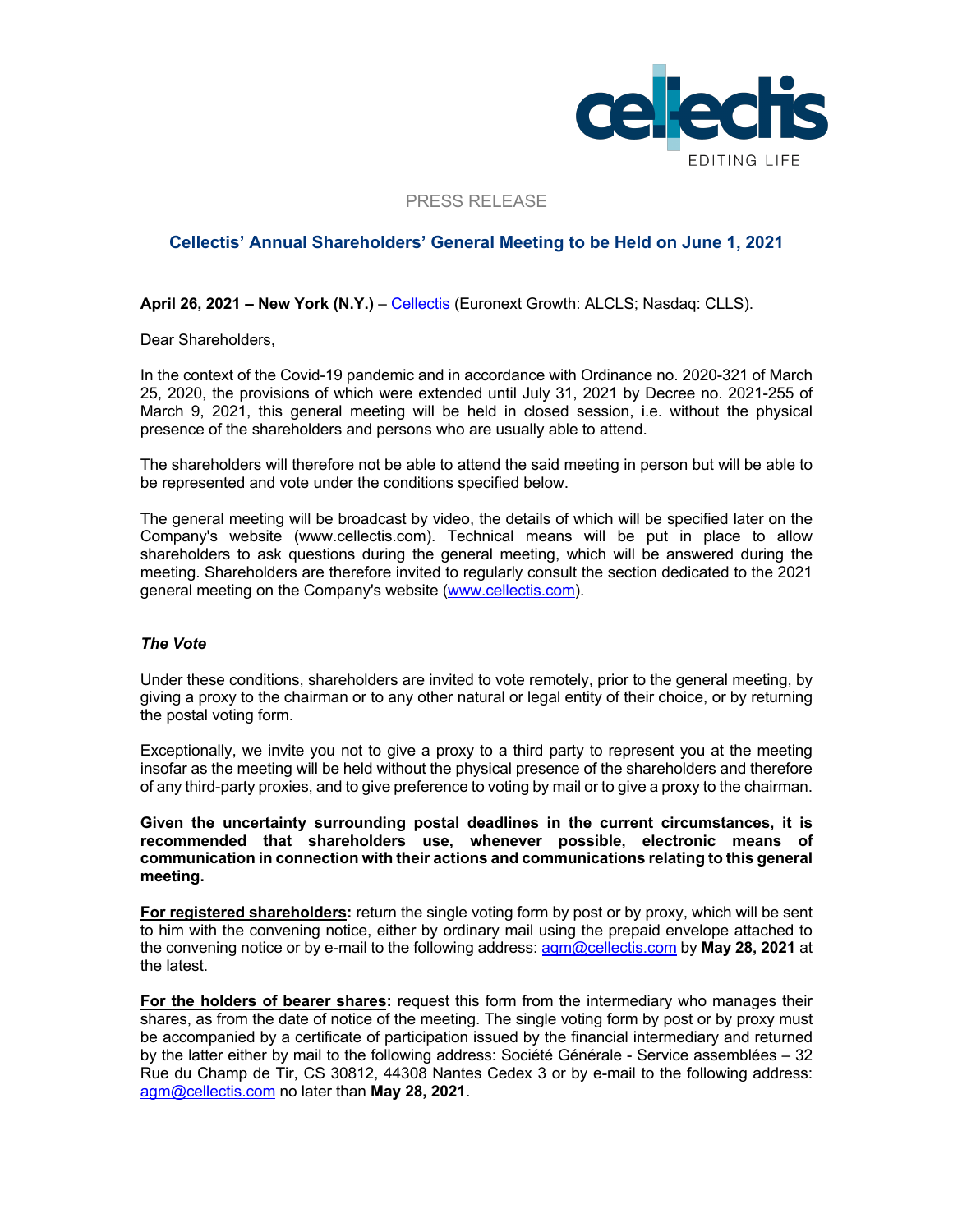PRESS RELEASE

# Cellectis' Annual Shareholders' General Meeting to be Held on June 1, 2021

**April 26, 2021 – New York (N.Y.)** – Cellectis (Euronext Growth: ALCLS; Nasdaq: CLLS).

Dear Shareholders,

In the context of the Covid-19 pandemic and in accordance with Ordinance no. 2020-321 of March 25, 2020, the provisions of which were extended until July 31, 2021 by Decree no. 2021-255 of March 9, 2021, this general meeting will be held in closed session, i.e. without the physical presence of the shareholders and persons who are usually able to attend.

The shareholders will therefore not be able to attend the said meeting in person but will be able to be represented and vote under the conditions specified below.

The general meeting will be broadcast by video, the details of which will be specified later on the Company's website (www.cellectis.com). Technical means will be put in place to allow shareholders to ask questions during the general meeting, which will be answered during the meeting. Shareholders are therefore invited to regularly consult the section dedicated to the 2021 general meeting on the Company's website (www.cellectis.com).

### *The Vote*

Under these conditions, shareholders are invited to vote remotely, prior to the general meeting, by giving a proxy to the chairman or to any other natural or legal entity of their choice, or by returning the postal voting form.

Exceptionally, we invite you not to give a proxy to a third party to represent you at the meeting insofar as the meeting will be held without the physical presence of the shareholders and therefore of any third-party proxies, and to give preference to voting by mail or to give a proxy to the chairman.

**Given the uncertainty surrounding postal deadlines in the current circumstances, it is recommended that shareholders use, whenever possible, electronic means of communication in connection with their actions and communications relating to this general meeting.**

**For registered shareholders:** return the single voting form by post or by proxy, which will be sent to him with the convening notice, either by ordinary mail using the prepaid envelope attached to the convening notice or by e-mail to the following address: agm@cellectis.com by **May 28, 2021** at the latest.

**For the holders of bearer shares:** request this form from the intermediary who manages their shares, as from the date of notice of the meeting. The single voting form by post or by proxy must be accompanied by a certificate of participation issued by the financial intermediary and returned by the latter either by mail to the following address: Société Générale - Service assemblées – 32 Rue du Champ de Tir, CS 30812, 44308 Nantes Cedex 3 or by e-mail to the following address: agm@cellectis.com no later than **May 28, 2021**.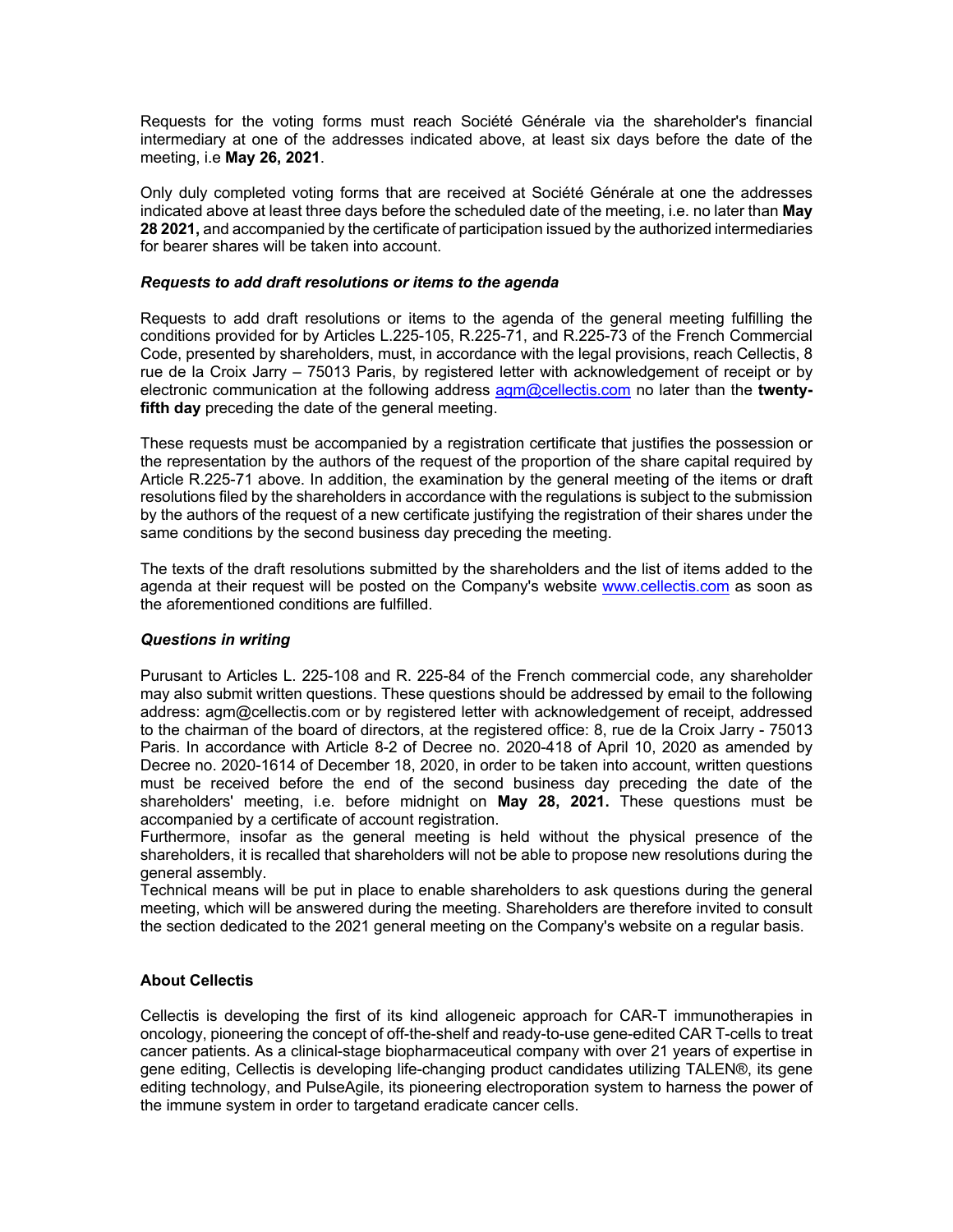Requests for the voting forms must reach Société Générale via the shareholder's financial intermediary at one of the addresses indicated above, at least six days before the date of the meeting, i.e **May 26, 2021**.

Only duly completed voting forms that are received at Société Générale at one the addresses indicated above at least three days before the scheduled date of the meeting, i.e. no later than **May 28 2021,** and accompanied by the certificate of participation issued by the authorized intermediaries for bearer shares will be taken into account.

***Requests to add draft resolutions or items to the agenda***

Requests to add draft resolutions or items to the agenda of the general meeting fulfilling the conditions provided for by Articles L.225-105, R.225-71, and R.225-73 of the French Commercial Code, presented by shareholders, must, in accordance with the legal provisions, reach Cellectis, 8 rue de la Croix Jarry – 75013 Paris, by registered letter with acknowledgement of receipt or by electronic communication at the following address agm@cellectis.com no later than the **twenty-fifth day** preceding the date of the general meeting.

These requests must be accompanied by a registration certificate that justifies the possession or the representation by the authors of the request of the proportion of the share capital required by Article R.225-71 above. In addition, the examination by the general meeting of the items or draft resolutions filed by the shareholders in accordance with the regulations is subject to the submission by the authors of the request of a new certificate justifying the registration of their shares under the same conditions by the second business day preceding the meeting.

The texts of the draft resolutions submitted by the shareholders and the list of items added to the agenda at their request will be posted on the Company's website www.cellectis.com as soon as the aforementioned conditions are fulfilled.

***Questions in writing***

Purusant to Articles L. 225-108 and R. 225-84 of the French commercial code, any shareholder may also submit written questions. These questions should be addressed by email to the following address: agm@cellectis.com or by registered letter with acknowledgement of receipt, addressed to the chairman of the board of directors, at the registered office: 8, rue de la Croix Jarry - 75013 Paris. In accordance with Article 8-2 of Decree no. 2020-418 of April 10, 2020 as amended by Decree no. 2020-1614 of December 18, 2020, in order to be taken into account, written questions must be received before the end of the second business day preceding the date of the shareholders' meeting, i.e. before midnight on **May 28, 2021.** These questions must be accompanied by a certificate of account registration.

Furthermore, insofar as the general meeting is held without the physical presence of the shareholders, it is recalled that shareholders will not be able to propose new resolutions during the general assembly.

Technical means will be put in place to enable shareholders to ask questions during the general meeting, which will be answered during the meeting. Shareholders are therefore invited to consult the section dedicated to the 2021 general meeting on the Company's website on a regular basis.

**About Cellectis**

Cellectis is developing the first of its kind allogeneic approach for CAR-T immunotherapies in oncology, pioneering the concept of off-the-shelf and ready-to-use gene-edited CAR T-cells to treat cancer patients. As a clinical-stage biopharmaceutical company with over 21 years of expertise in gene editing, Cellectis is developing life-changing product candidates utilizing TALEN®, its gene editing technology, and PulseAgile, its pioneering electroporation system to harness the power of the immune system in order to targetand eradicate cancer cells.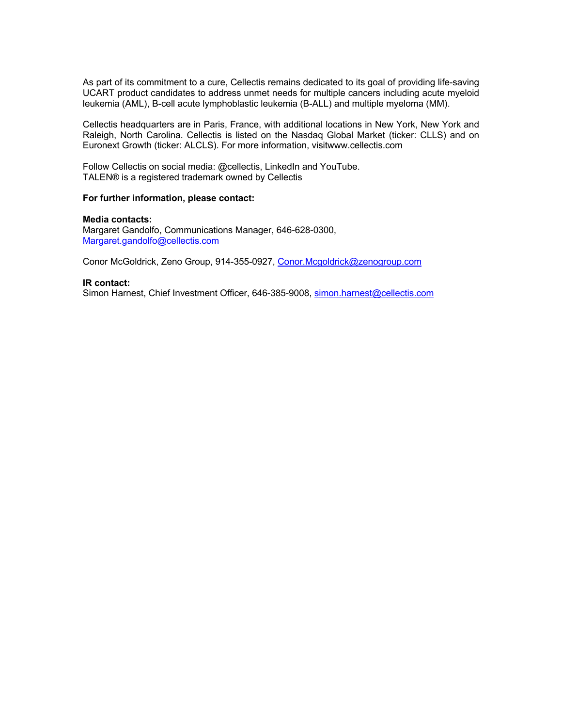As part of its commitment to a cure, Cellectis remains dedicated to its goal of providing life-saving UCART product candidates to address unmet needs for multiple cancers including acute myeloid leukemia (AML), B-cell acute lymphoblastic leukemia (B-ALL) and multiple myeloma (MM).

Cellectis headquarters are in Paris, France, with additional locations in New York, New York and Raleigh, North Carolina. Cellectis is listed on the Nasdaq Global Market (ticker: CLLS) and on Euronext Growth (ticker: ALCLS). For more information, visitwww.cellectis.com

Follow Cellectis on social media: @cellectis, LinkedIn and YouTube.
TALEN® is a registered trademark owned by Cellectis

**For further information, please contact:**

**Media contacts:**
Margaret Gandolfo, Communications Manager, 646-628-0300, Margaret.gandolfo@cellectis.com

Conor McGoldrick, Zeno Group, 914-355-0927, Conor.Mcgoldrick@zenogroup.com

**IR contact:**
Simon Harnest, Chief Investment Officer, 646-385-9008, simon.harnest@cellectis.com